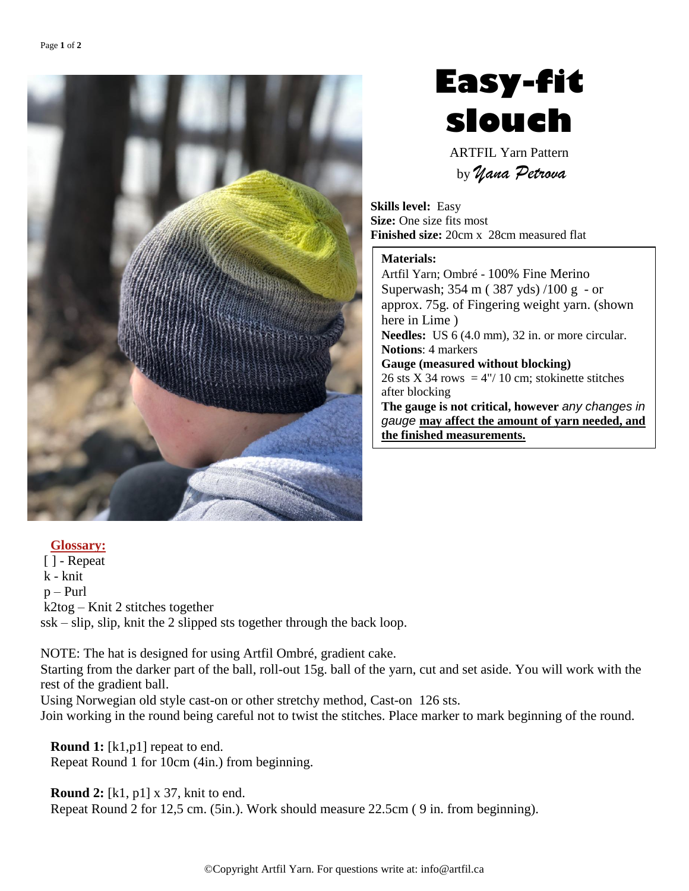# Easy-fit slouch

ARTFIL Yarn Pattern

by *Yana Petrova*

**Skills level:** Easy
**Size:** One size fits most
**Finished size:** 20cm x 28cm measured flat

**Materials:**
Artfil Yarn; Ombré - 100% Fine Merino Superwash; 354 m ( 387 yds) /100 g - or approx. 75g. of Fingering weight yarn. (shown here in Lime )
**Needles:** US 6 (4.0 mm), 32 in. or more circular.
**Notions**: 4 markers
**Gauge (measured without blocking)**
26 sts X 34 rows = 4"/ 10 cm; stokinette stitches after blocking
**The gauge is not critical, however** *any changes in gauge* **may affect the amount of yarn needed, and the finished measurements.**

## Glossary:

[ ] - Repeat
k - knit
p – Purl
k2tog – Knit 2 stitches together
ssk – slip, slip, knit the 2 slipped sts together through the back loop.

NOTE: The hat is designed for using Artfil Ombré, gradient cake.
Starting from the darker part of the ball, roll-out 15g. ball of the yarn, cut and set aside. You will work with the rest of the gradient ball.
Using Norwegian old style cast-on or other stretchy method, Cast-on 126 sts.
Join working in the round being careful not to twist the stitches. Place marker to mark beginning of the round.

**Round 1:** [k1,p1] repeat to end.
Repeat Round 1 for 10cm (4in.) from beginning.

**Round 2:** [k1, p1] x 37, knit to end.
Repeat Round 2 for 12,5 cm. (5in.). Work should measure 22.5cm ( 9 in. from beginning).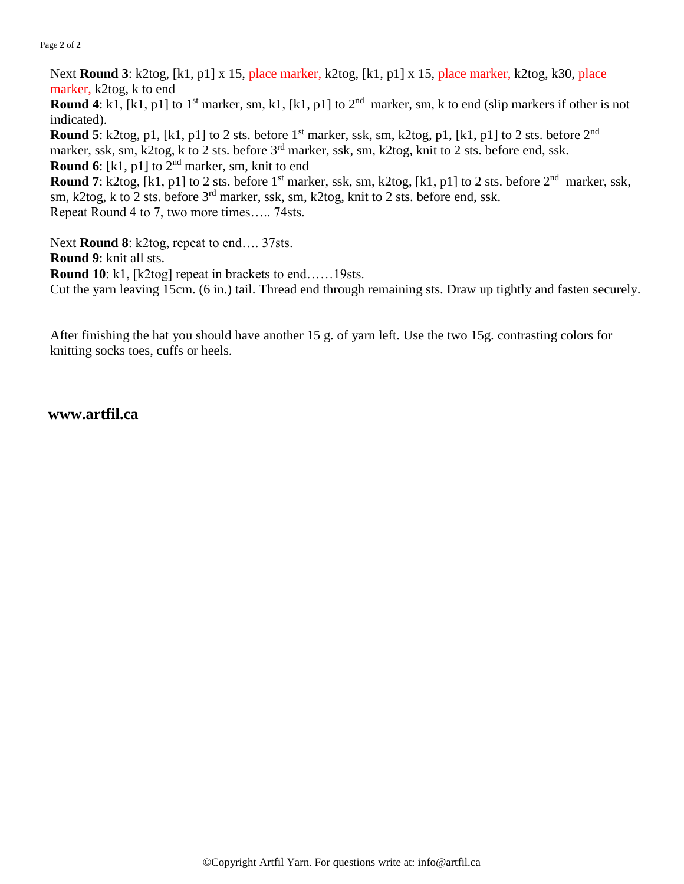Next **Round 3**: k2tog, [k1, p1] x 15, place marker, k2tog, [k1, p1] x 15, place marker, k2tog, k30, place marker, k2tog, k to end

**Round 4**: k1, [k1, p1] to 1st marker, sm, k1, [k1, p1] to 2nd marker, sm, k to end (slip markers if other is not indicated).

**Round 5**: k2tog, p1, [k1, p1] to 2 sts. before 1st marker, ssk, sm, k2tog, p1, [k1, p1] to 2 sts. before 2nd marker, ssk, sm, k2tog, k to 2 sts. before 3rd marker, ssk, sm, k2tog, knit to 2 sts. before end, ssk.

**Round 6**: [k1, p1] to 2nd marker, sm, knit to end

**Round 7**: k2tog, [k1, p1] to 2 sts. before 1st marker, ssk, sm, k2tog, [k1, p1] to 2 sts. before 2nd marker, ssk, sm, k2tog, k to 2 sts. before 3rd marker, ssk, sm, k2tog, knit to 2 sts. before end, ssk.

Repeat Round 4 to 7, two more times….. 74sts.

Next **Round 8**: k2tog, repeat to end…. 37sts.

**Round 9**: knit all sts.

**Round 10**: k1, [k2tog] repeat in brackets to end……19sts.

Cut the yarn leaving 15cm. (6 in.) tail. Thread end through remaining sts. Draw up tightly and fasten securely.

After finishing the hat you should have another 15 g. of yarn left. Use the two 15g. contrasting colors for knitting socks toes, cuffs or heels.

**www.artfil.ca**

©Copyright Artfil Yarn. For questions write at: info@artfil.ca